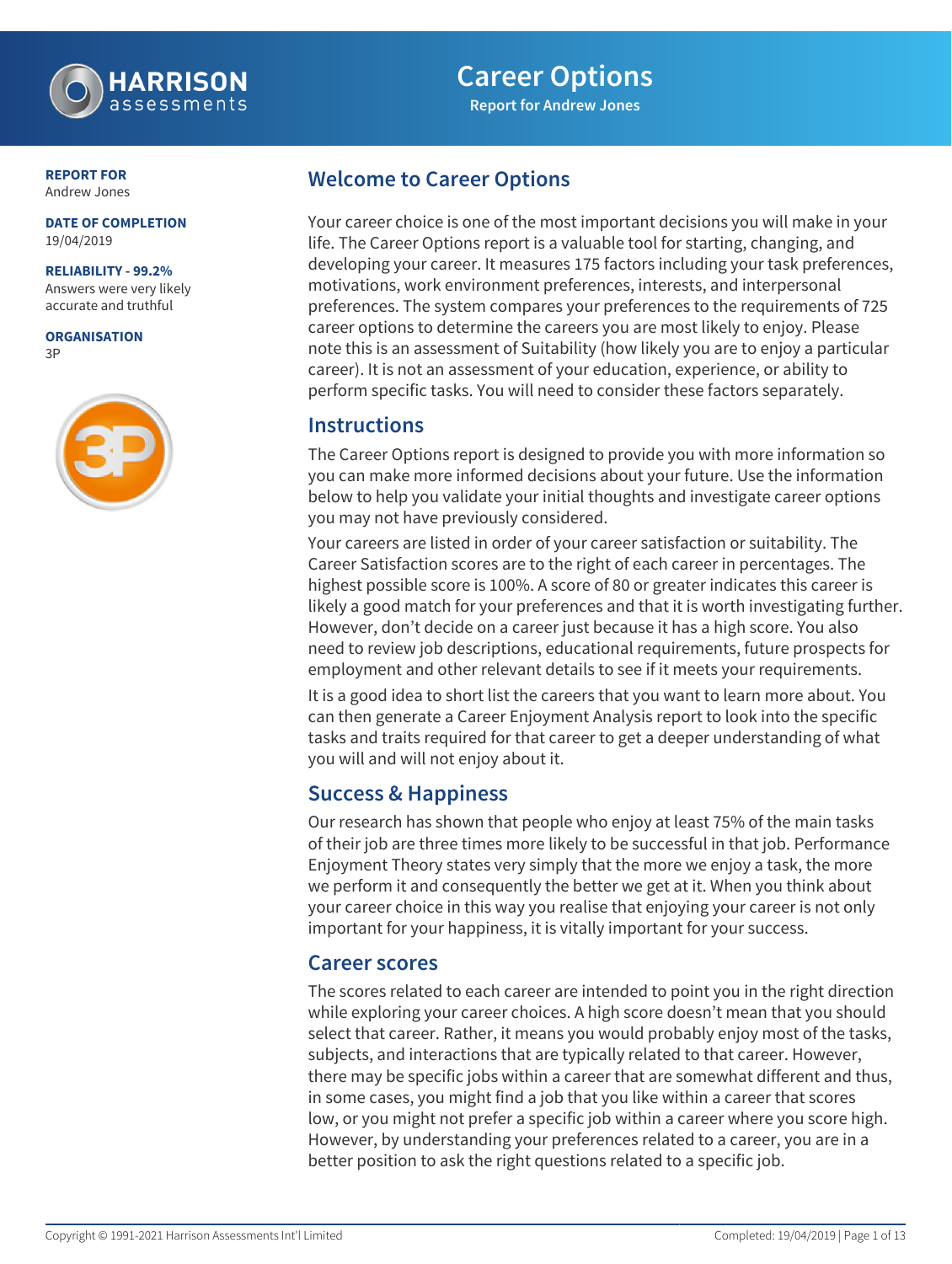# Career Options

**Report for Andrew Jones**

**REPORT FOR**
Andrew Jones

**DATE OF COMPLETION**
19/04/2019

**RELIABILITY - 99.2%**
Answers were very likely accurate and truthful

**ORGANISATION**
3P

## Welcome to Career Options

Your career choice is one of the most important decisions you will make in your life. The Career Options report is a valuable tool for starting, changing, and developing your career. It measures 175 factors including your task preferences, motivations, work environment preferences, interests, and interpersonal preferences. The system compares your preferences to the requirements of 725 career options to determine the careers you are most likely to enjoy. Please note this is an assessment of Suitability (how likely you are to enjoy a particular career). It is not an assessment of your education, experience, or ability to perform specific tasks. You will need to consider these factors separately.

## Instructions

The Career Options report is designed to provide you with more information so you can make more informed decisions about your future. Use the information below to help you validate your initial thoughts and investigate career options you may not have previously considered.

Your careers are listed in order of your career satisfaction or suitability. The Career Satisfaction scores are to the right of each career in percentages. The highest possible score is 100%. A score of 80 or greater indicates this career is likely a good match for your preferences and that it is worth investigating further. However, don't decide on a career just because it has a high score. You also need to review job descriptions, educational requirements, future prospects for employment and other relevant details to see if it meets your requirements.

It is a good idea to short list the careers that you want to learn more about. You can then generate a Career Enjoyment Analysis report to look into the specific tasks and traits required for that career to get a deeper understanding of what you will and will not enjoy about it.

## Success & Happiness

Our research has shown that people who enjoy at least 75% of the main tasks of their job are three times more likely to be successful in that job. Performance Enjoyment Theory states very simply that the more we enjoy a task, the more we perform it and consequently the better we get at it. When you think about your career choice in this way you realise that enjoying your career is not only important for your happiness, it is vitally important for your success.

## Career scores

The scores related to each career are intended to point you in the right direction while exploring your career choices. A high score doesn't mean that you should select that career. Rather, it means you would probably enjoy most of the tasks, subjects, and interactions that are typically related to that career. However, there may be specific jobs within a career that are somewhat different and thus, in some cases, you might find a job that you like within a career that scores low, or you might not prefer a specific job within a career where you score high. However, by understanding your preferences related to a career, you are in a better position to ask the right questions related to a specific job.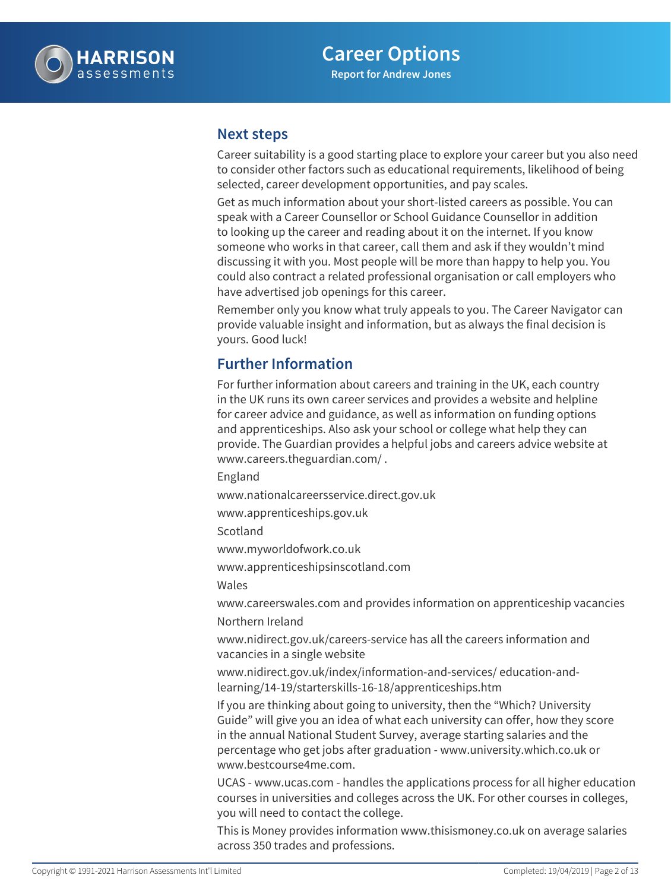## Next steps

Career suitability is a good starting place to explore your career but you also need to consider other factors such as educational requirements, likelihood of being selected, career development opportunities, and pay scales.

Get as much information about your short-listed careers as possible. You can speak with a Career Counsellor or School Guidance Counsellor in addition to looking up the career and reading about it on the internet. If you know someone who works in that career, call them and ask if they wouldn't mind discussing it with you. Most people will be more than happy to help you. You could also contract a related professional organisation or call employers who have advertised job openings for this career.

Remember only you know what truly appeals to you. The Career Navigator can provide valuable insight and information, but as always the final decision is yours. Good luck!

## Further Information

For further information about careers and training in the UK, each country in the UK runs its own career services and provides a website and helpline for career advice and guidance, as well as information on funding options and apprenticeships. Also ask your school or college what help they can provide. The Guardian provides a helpful jobs and careers advice website at www.careers.theguardian.com/ .

England

www.nationalcareersservice.direct.gov.uk

www.apprenticeships.gov.uk

Scotland

www.myworldofwork.co.uk

www.apprenticeshipsinscotland.com

Wales

www.careerswales.com and provides information on apprenticeship vacancies

Northern Ireland

www.nidirect.gov.uk/careers-service has all the careers information and vacancies in a single website

www.nidirect.gov.uk/index/information-and-services/ education-and-learning/14-19/starterskills-16-18/apprenticeships.htm

If you are thinking about going to university, then the "Which? University Guide" will give you an idea of what each university can offer, how they score in the annual National Student Survey, average starting salaries and the percentage who get jobs after graduation - www.university.which.co.uk or www.bestcourse4me.com.

UCAS - www.ucas.com - handles the applications process for all higher education courses in universities and colleges across the UK. For other courses in colleges, you will need to contact the college.

This is Money provides information www.thisismoney.co.uk on average salaries across 350 trades and professions.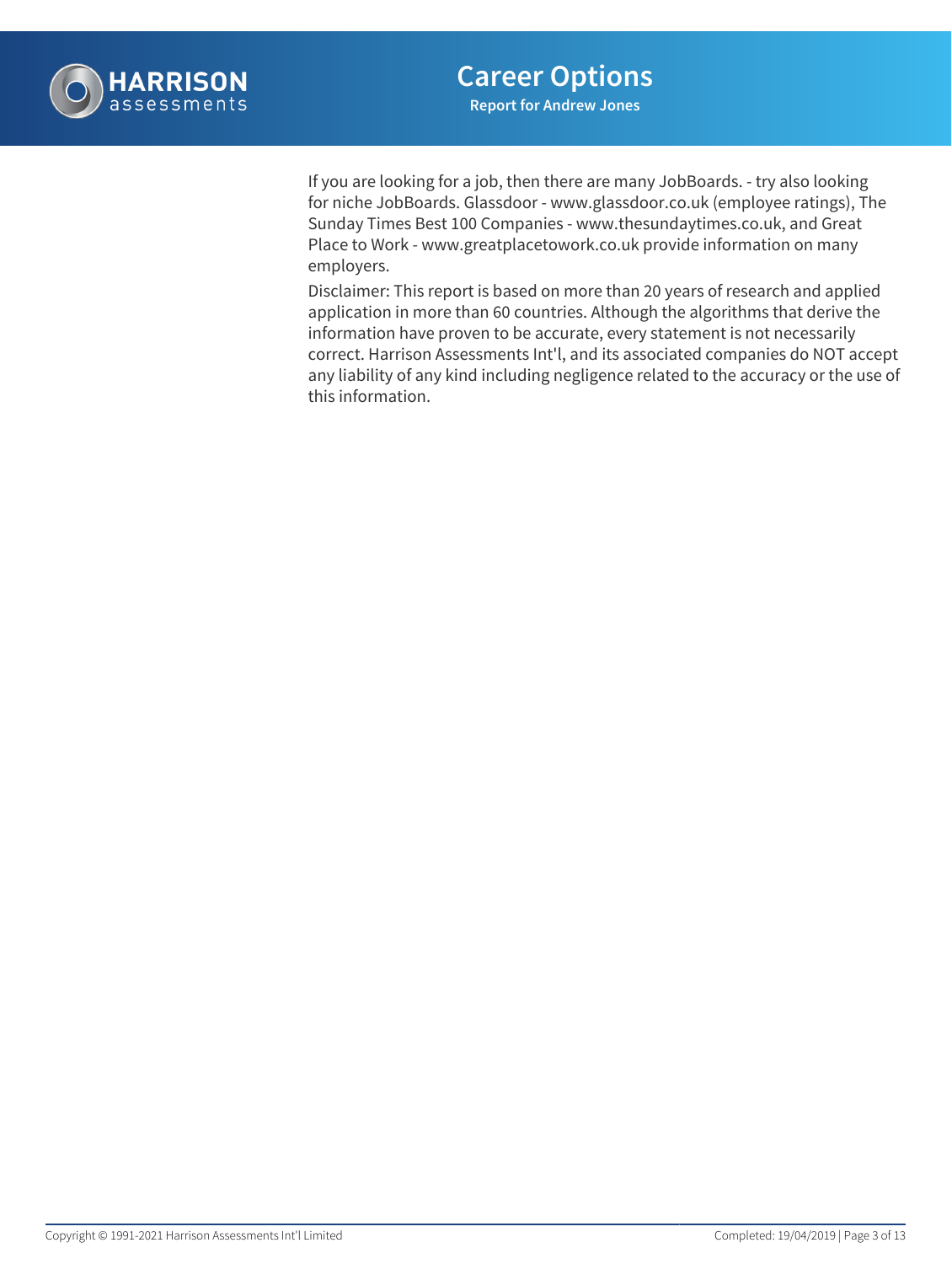If you are looking for a job, then there are many JobBoards. - try also looking for niche JobBoards. Glassdoor - www.glassdoor.co.uk (employee ratings), The Sunday Times Best 100 Companies - www.thesundaytimes.co.uk, and Great Place to Work - www.greatplacetowork.co.uk provide information on many employers.

Disclaimer: This report is based on more than 20 years of research and applied application in more than 60 countries. Although the algorithms that derive the information have proven to be accurate, every statement is not necessarily correct. Harrison Assessments Int'l, and its associated companies do NOT accept any liability of any kind including negligence related to the accuracy or the use of this information.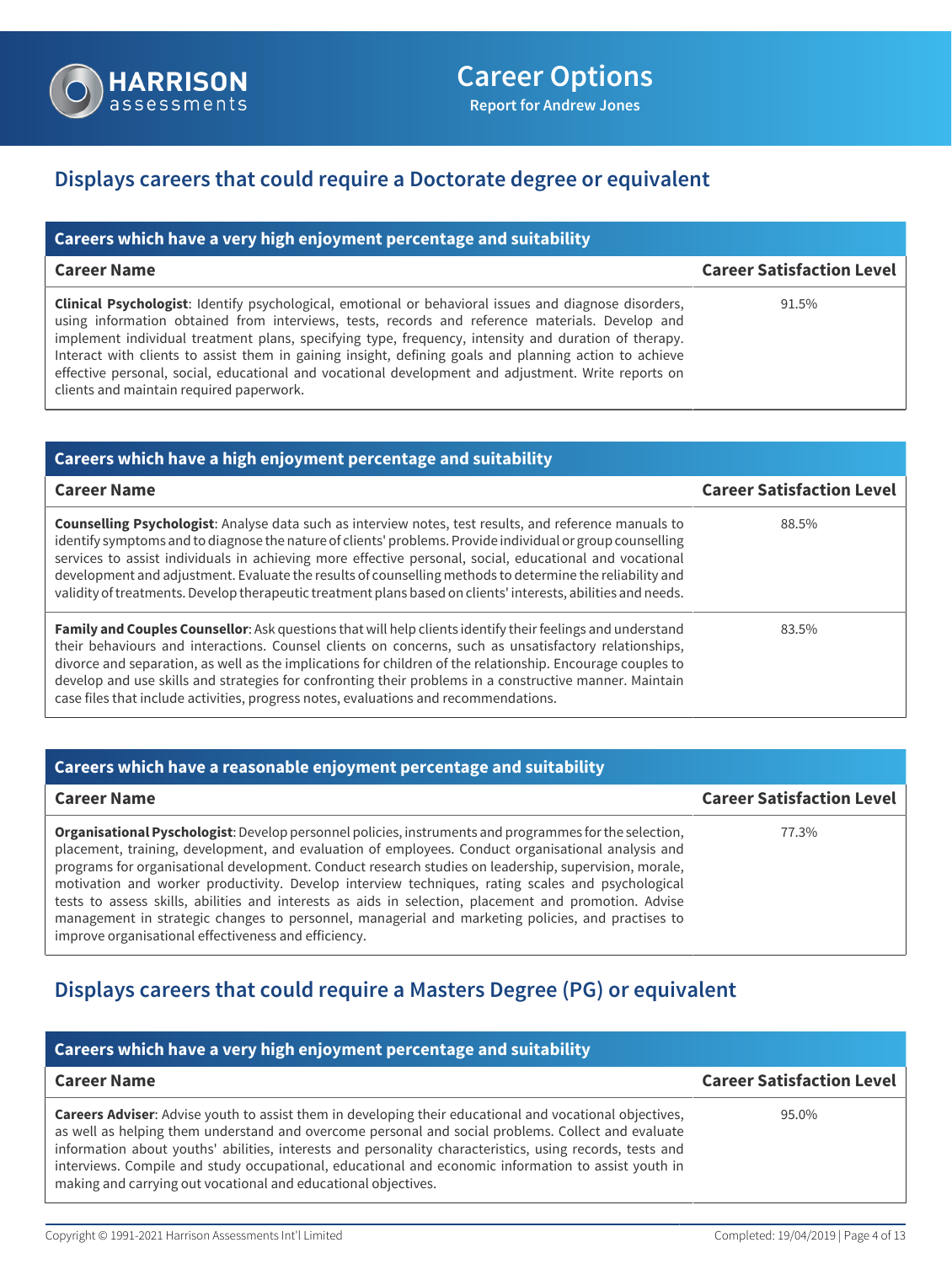## Displays careers that could require a Doctorate degree or equivalent

### Careers which have a very high enjoyment percentage and suitability

| Career Name | Career Satisfaction Level |
|---|---|
| **Clinical Psychologist**: Identify psychological, emotional or behavioral issues and diagnose disorders, using information obtained from interviews, tests, records and reference materials. Develop and implement individual treatment plans, specifying type, frequency, intensity and duration of therapy. Interact with clients to assist them in gaining insight, defining goals and planning action to achieve effective personal, social, educational and vocational development and adjustment. Write reports on clients and maintain required paperwork. | 91.5% |

### Careers which have a high enjoyment percentage and suitability

| Career Name | Career Satisfaction Level |
|---|---|
| **Counselling Psychologist**: Analyse data such as interview notes, test results, and reference manuals to identify symptoms and to diagnose the nature of clients' problems. Provide individual or group counselling services to assist individuals in achieving more effective personal, social, educational and vocational development and adjustment. Evaluate the results of counselling methods to determine the reliability and validity of treatments. Develop therapeutic treatment plans based on clients' interests, abilities and needs. | 88.5% |
| **Family and Couples Counsellor**: Ask questions that will help clients identify their feelings and understand their behaviours and interactions. Counsel clients on concerns, such as unsatisfactory relationships, divorce and separation, as well as the implications for children of the relationship. Encourage couples to develop and use skills and strategies for confronting their problems in a constructive manner. Maintain case files that include activities, progress notes, evaluations and recommendations. | 83.5% |

### Careers which have a reasonable enjoyment percentage and suitability

| Career Name | Career Satisfaction Level |
|---|---|
| **Organisational Pyschologist**: Develop personnel policies, instruments and programmes for the selection, placement, training, development, and evaluation of employees. Conduct organisational analysis and programs for organisational development. Conduct research studies on leadership, supervision, morale, motivation and worker productivity. Develop interview techniques, rating scales and psychological tests to assess skills, abilities and interests as aids in selection, placement and promotion. Advise management in strategic changes to personnel, managerial and marketing policies, and practises to improve organisational effectiveness and efficiency. | 77.3% |

## Displays careers that could require a Masters Degree (PG) or equivalent

### Careers which have a very high enjoyment percentage and suitability

| Career Name | Career Satisfaction Level |
|---|---|
| **Careers Adviser**: Advise youth to assist them in developing their educational and vocational objectives, as well as helping them understand and overcome personal and social problems. Collect and evaluate information about youths' abilities, interests and personality characteristics, using records, tests and interviews. Compile and study occupational, educational and economic information to assist youth in making and carrying out vocational and educational objectives. | 95.0% |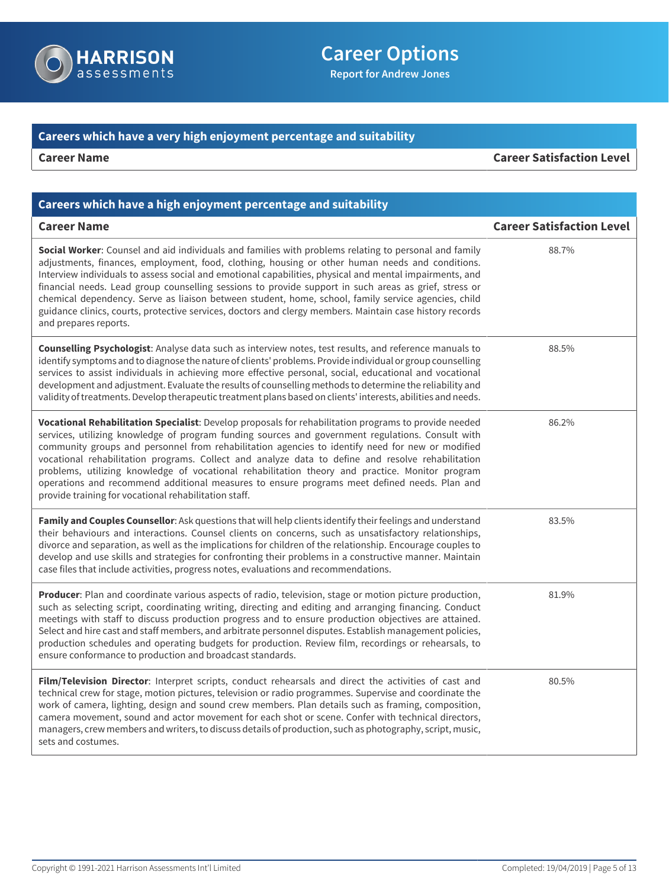## Careers which have a very high enjoyment percentage and suitability

| Career Name | Career Satisfaction Level |
|---|---|

## Careers which have a high enjoyment percentage and suitability

| Career Name | Career Satisfaction Level |
|---|---|
| **Social Worker**: Counsel and aid individuals and families with problems relating to personal and family adjustments, finances, employment, food, clothing, housing or other human needs and conditions. Interview individuals to assess social and emotional capabilities, physical and mental impairments, and financial needs. Lead group counselling sessions to provide support in such areas as grief, stress or chemical dependency. Serve as liaison between student, home, school, family service agencies, child guidance clinics, courts, protective services, doctors and clergy members. Maintain case history records and prepares reports. | 88.7% |
| **Counselling Psychologist**: Analyse data such as interview notes, test results, and reference manuals to identify symptoms and to diagnose the nature of clients' problems. Provide individual or group counselling services to assist individuals in achieving more effective personal, social, educational and vocational development and adjustment. Evaluate the results of counselling methods to determine the reliability and validity of treatments. Develop therapeutic treatment plans based on clients' interests, abilities and needs. | 88.5% |
| **Vocational Rehabilitation Specialist**: Develop proposals for rehabilitation programs to provide needed services, utilizing knowledge of program funding sources and government regulations. Consult with community groups and personnel from rehabilitation agencies to identify need for new or modified vocational rehabilitation programs. Collect and analyze data to define and resolve rehabilitation problems, utilizing knowledge of vocational rehabilitation theory and practice. Monitor program operations and recommend additional measures to ensure programs meet defined needs. Plan and provide training for vocational rehabilitation staff. | 86.2% |
| **Family and Couples Counsellor**: Ask questions that will help clients identify their feelings and understand their behaviours and interactions. Counsel clients on concerns, such as unsatisfactory relationships, divorce and separation, as well as the implications for children of the relationship. Encourage couples to develop and use skills and strategies for confronting their problems in a constructive manner. Maintain case files that include activities, progress notes, evaluations and recommendations. | 83.5% |
| **Producer**: Plan and coordinate various aspects of radio, television, stage or motion picture production, such as selecting script, coordinating writing, directing and editing and arranging financing. Conduct meetings with staff to discuss production progress and to ensure production objectives are attained. Select and hire cast and staff members, and arbitrate personnel disputes. Establish management policies, production schedules and operating budgets for production. Review film, recordings or rehearsals, to ensure conformance to production and broadcast standards. | 81.9% |
| **Film/Television Director**: Interpret scripts, conduct rehearsals and direct the activities of cast and technical crew for stage, motion pictures, television or radio programmes. Supervise and coordinate the work of camera, lighting, design and sound crew members. Plan details such as framing, composition, camera movement, sound and actor movement for each shot or scene. Confer with technical directors, managers, crew members and writers, to discuss details of production, such as photography, script, music, sets and costumes. | 80.5% |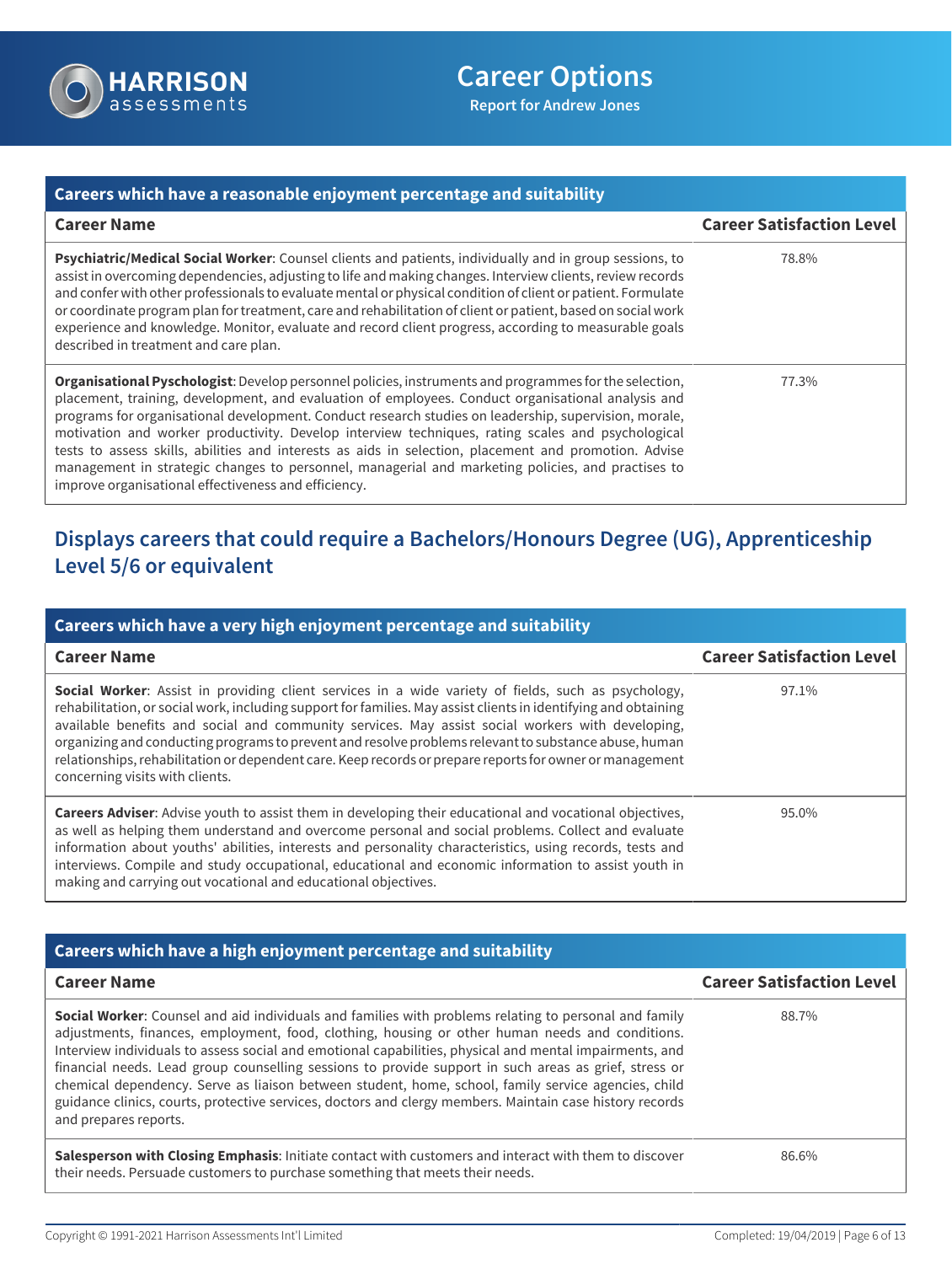### Careers which have a reasonable enjoyment percentage and suitability

| Career Name | Career Satisfaction Level |
| --- | --- |
| **Psychiatric/Medical Social Worker**: Counsel clients and patients, individually and in group sessions, to assist in overcoming dependencies, adjusting to life and making changes. Interview clients, review records and confer with other professionals to evaluate mental or physical condition of client or patient. Formulate or coordinate program plan for treatment, care and rehabilitation of client or patient, based on social work experience and knowledge. Monitor, evaluate and record client progress, according to measurable goals described in treatment and care plan. | 78.8% |
| **Organisational Pyschologist**: Develop personnel policies, instruments and programmes for the selection, placement, training, development, and evaluation of employees. Conduct organisational analysis and programs for organisational development. Conduct research studies on leadership, supervision, morale, motivation and worker productivity. Develop interview techniques, rating scales and psychological tests to assess skills, abilities and interests as aids in selection, placement and promotion. Advise management in strategic changes to personnel, managerial and marketing policies, and practises to improve organisational effectiveness and efficiency. | 77.3% |

## Displays careers that could require a Bachelors/Honours Degree (UG), Apprenticeship Level 5/6 or equivalent

### Careers which have a very high enjoyment percentage and suitability

| Career Name | Career Satisfaction Level |
| --- | --- |
| **Social Worker**: Assist in providing client services in a wide variety of fields, such as psychology, rehabilitation, or social work, including support for families. May assist clients in identifying and obtaining available benefits and social and community services. May assist social workers with developing, organizing and conducting programs to prevent and resolve problems relevant to substance abuse, human relationships, rehabilitation or dependent care. Keep records or prepare reports for owner or management concerning visits with clients. | 97.1% |
| **Careers Adviser**: Advise youth to assist them in developing their educational and vocational objectives, as well as helping them understand and overcome personal and social problems. Collect and evaluate information about youths' abilities, interests and personality characteristics, using records, tests and interviews. Compile and study occupational, educational and economic information to assist youth in making and carrying out vocational and educational objectives. | 95.0% |

### Careers which have a high enjoyment percentage and suitability

| Career Name | Career Satisfaction Level |
| --- | --- |
| **Social Worker**: Counsel and aid individuals and families with problems relating to personal and family adjustments, finances, employment, food, clothing, housing or other human needs and conditions. Interview individuals to assess social and emotional capabilities, physical and mental impairments, and financial needs. Lead group counselling sessions to provide support in such areas as grief, stress or chemical dependency. Serve as liaison between student, home, school, family service agencies, child guidance clinics, courts, protective services, doctors and clergy members. Maintain case history records and prepares reports. | 88.7% |
| **Salesperson with Closing Emphasis**: Initiate contact with customers and interact with them to discover their needs. Persuade customers to purchase something that meets their needs. | 86.6% |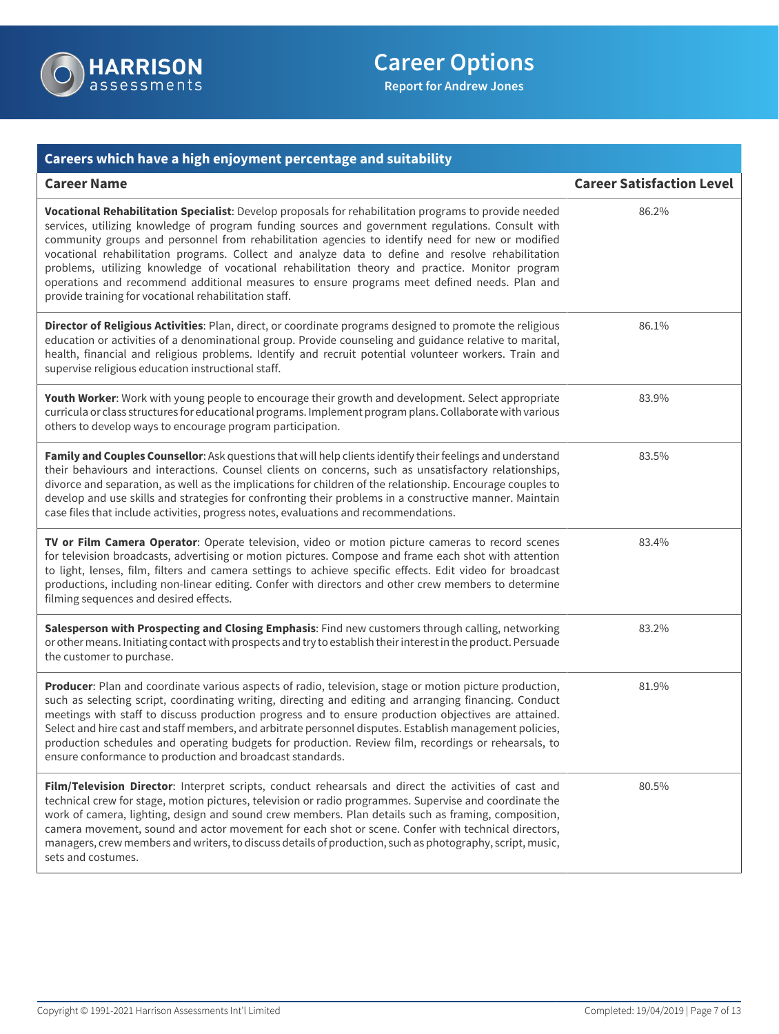## Careers which have a high enjoyment percentage and suitability

| Career Name | Career Satisfaction Level |
| --- | --- |
| **Vocational Rehabilitation Specialist**: Develop proposals for rehabilitation programs to provide needed services, utilizing knowledge of program funding sources and government regulations. Consult with community groups and personnel from rehabilitation agencies to identify need for new or modified vocational rehabilitation programs. Collect and analyze data to define and resolve rehabilitation problems, utilizing knowledge of vocational rehabilitation theory and practice. Monitor program operations and recommend additional measures to ensure programs meet defined needs. Plan and provide training for vocational rehabilitation staff. | 86.2% |
| **Director of Religious Activities**: Plan, direct, or coordinate programs designed to promote the religious education or activities of a denominational group. Provide counseling and guidance relative to marital, health, financial and religious problems. Identify and recruit potential volunteer workers. Train and supervise religious education instructional staff. | 86.1% |
| **Youth Worker**: Work with young people to encourage their growth and development. Select appropriate curricula or class structures for educational programs. Implement program plans. Collaborate with various others to develop ways to encourage program participation. | 83.9% |
| **Family and Couples Counsellor**: Ask questions that will help clients identify their feelings and understand their behaviours and interactions. Counsel clients on concerns, such as unsatisfactory relationships, divorce and separation, as well as the implications for children of the relationship. Encourage couples to develop and use skills and strategies for confronting their problems in a constructive manner. Maintain case files that include activities, progress notes, evaluations and recommendations. | 83.5% |
| **TV or Film Camera Operator**: Operate television, video or motion picture cameras to record scenes for television broadcasts, advertising or motion pictures. Compose and frame each shot with attention to light, lenses, film, filters and camera settings to achieve specific effects. Edit video for broadcast productions, including non-linear editing. Confer with directors and other crew members to determine filming sequences and desired effects. | 83.4% |
| **Salesperson with Prospecting and Closing Emphasis**: Find new customers through calling, networking or other means. Initiating contact with prospects and try to establish their interest in the product. Persuade the customer to purchase. | 83.2% |
| **Producer**: Plan and coordinate various aspects of radio, television, stage or motion picture production, such as selecting script, coordinating writing, directing and editing and arranging financing. Conduct meetings with staff to discuss production progress and to ensure production objectives are attained. Select and hire cast and staff members, and arbitrate personnel disputes. Establish management policies, production schedules and operating budgets for production. Review film, recordings or rehearsals, to ensure conformance to production and broadcast standards. | 81.9% |
| **Film/Television Director**: Interpret scripts, conduct rehearsals and direct the activities of cast and technical crew for stage, motion pictures, television or radio programmes. Supervise and coordinate the work of camera, lighting, design and sound crew members. Plan details such as framing, composition, camera movement, sound and actor movement for each shot or scene. Confer with technical directors, managers, crew members and writers, to discuss details of production, such as photography, script, music, sets and costumes. | 80.5% |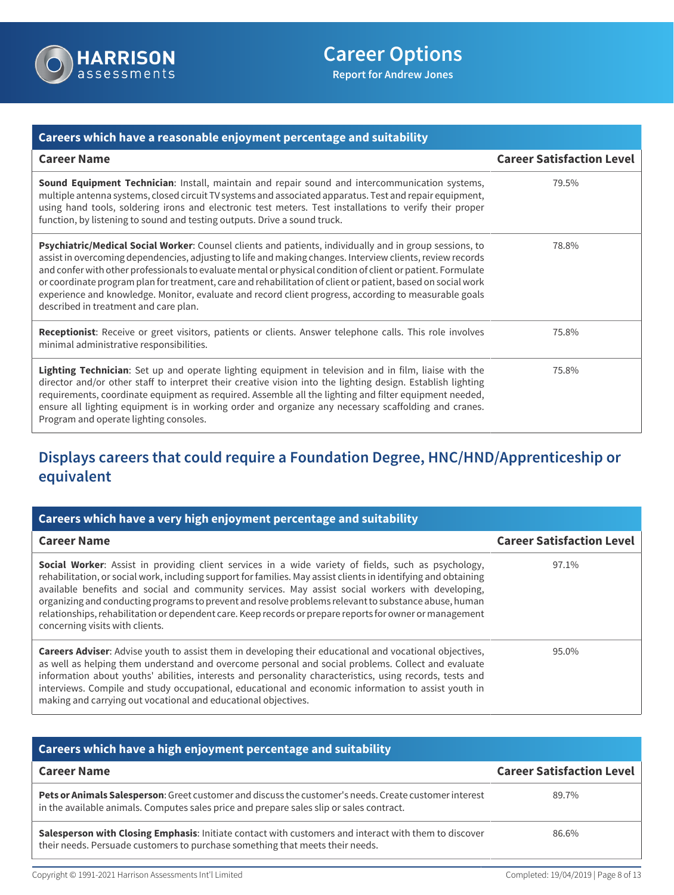### Careers which have a reasonable enjoyment percentage and suitability

| Career Name | Career Satisfaction Level |
| --- | --- |
| **Sound Equipment Technician**: Install, maintain and repair sound and intercommunication systems, multiple antenna systems, closed circuit TV systems and associated apparatus. Test and repair equipment, using hand tools, soldering irons and electronic test meters. Test installations to verify their proper function, by listening to sound and testing outputs. Drive a sound truck. | 79.5% |
| **Psychiatric/Medical Social Worker**: Counsel clients and patients, individually and in group sessions, to assist in overcoming dependencies, adjusting to life and making changes. Interview clients, review records and confer with other professionals to evaluate mental or physical condition of client or patient. Formulate or coordinate program plan for treatment, care and rehabilitation of client or patient, based on social work experience and knowledge. Monitor, evaluate and record client progress, according to measurable goals described in treatment and care plan. | 78.8% |
| **Receptionist**: Receive or greet visitors, patients or clients. Answer telephone calls. This role involves minimal administrative responsibilities. | 75.8% |
| **Lighting Technician**: Set up and operate lighting equipment in television and in film, liaise with the director and/or other staff to interpret their creative vision into the lighting design. Establish lighting requirements, coordinate equipment as required. Assemble all the lighting and filter equipment needed, ensure all lighting equipment is in working order and organize any necessary scaffolding and cranes. Program and operate lighting consoles. | 75.8% |

## Displays careers that could require a Foundation Degree, HNC/HND/Apprenticeship or equivalent

### Careers which have a very high enjoyment percentage and suitability

| Career Name | Career Satisfaction Level |
| --- | --- |
| **Social Worker**: Assist in providing client services in a wide variety of fields, such as psychology, rehabilitation, or social work, including support for families. May assist clients in identifying and obtaining available benefits and social and community services. May assist social workers with developing, organizing and conducting programs to prevent and resolve problems relevant to substance abuse, human relationships, rehabilitation or dependent care. Keep records or prepare reports for owner or management concerning visits with clients. | 97.1% |
| **Careers Adviser**: Advise youth to assist them in developing their educational and vocational objectives, as well as helping them understand and overcome personal and social problems. Collect and evaluate information about youths' abilities, interests and personality characteristics, using records, tests and interviews. Compile and study occupational, educational and economic information to assist youth in making and carrying out vocational and educational objectives. | 95.0% |

### Careers which have a high enjoyment percentage and suitability

| Career Name | Career Satisfaction Level |
| --- | --- |
| **Pets or Animals Salesperson**: Greet customer and discuss the customer's needs. Create customer interest in the available animals. Computes sales price and prepare sales slip or sales contract. | 89.7% |
| **Salesperson with Closing Emphasis**: Initiate contact with customers and interact with them to discover their needs. Persuade customers to purchase something that meets their needs. | 86.6% |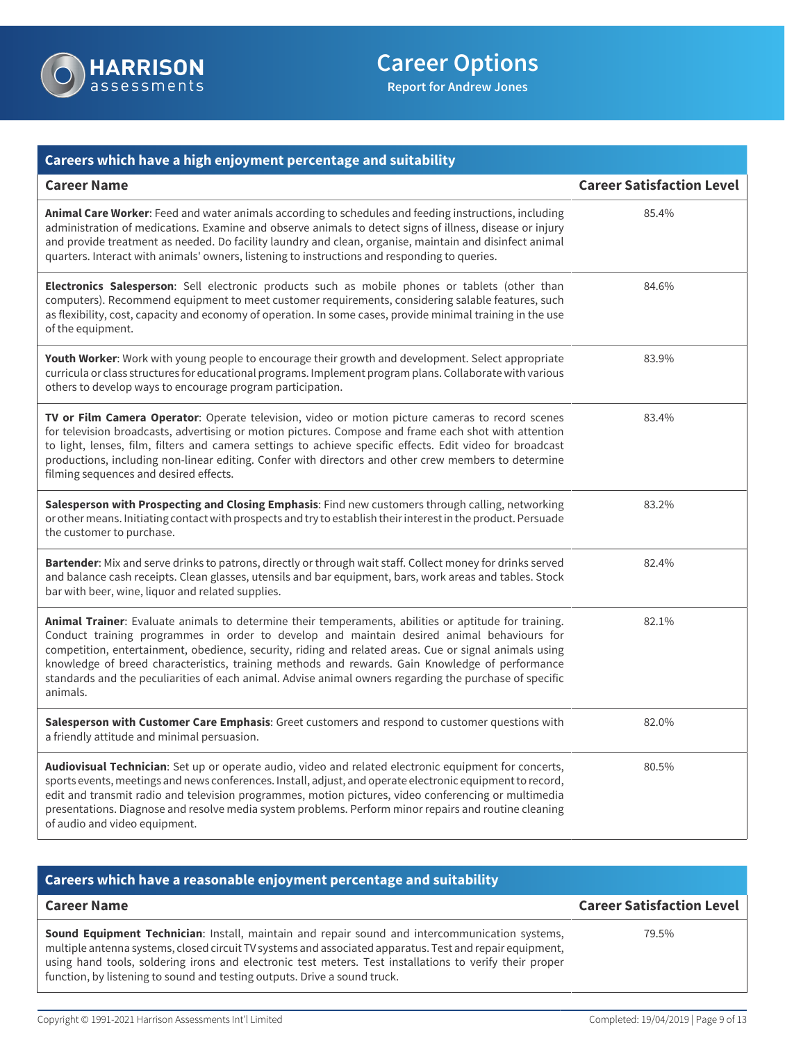## Careers which have a high enjoyment percentage and suitability

| Career Name | Career Satisfaction Level |
|---|---|
| **Animal Care Worker**: Feed and water animals according to schedules and feeding instructions, including administration of medications. Examine and observe animals to detect signs of illness, disease or injury and provide treatment as needed. Do facility laundry and clean, organise, maintain and disinfect animal quarters. Interact with animals' owners, listening to instructions and responding to queries. | 85.4% |
| **Electronics Salesperson**: Sell electronic products such as mobile phones or tablets (other than computers). Recommend equipment to meet customer requirements, considering salable features, such as flexibility, cost, capacity and economy of operation. In some cases, provide minimal training in the use of the equipment. | 84.6% |
| **Youth Worker**: Work with young people to encourage their growth and development. Select appropriate curricula or class structures for educational programs. Implement program plans. Collaborate with various others to develop ways to encourage program participation. | 83.9% |
| **TV or Film Camera Operator**: Operate television, video or motion picture cameras to record scenes for television broadcasts, advertising or motion pictures. Compose and frame each shot with attention to light, lenses, film, filters and camera settings to achieve specific effects. Edit video for broadcast productions, including non-linear editing. Confer with directors and other crew members to determine filming sequences and desired effects. | 83.4% |
| **Salesperson with Prospecting and Closing Emphasis**: Find new customers through calling, networking or other means. Initiating contact with prospects and try to establish their interest in the product. Persuade the customer to purchase. | 83.2% |
| **Bartender**: Mix and serve drinks to patrons, directly or through wait staff. Collect money for drinks served and balance cash receipts. Clean glasses, utensils and bar equipment, bars, work areas and tables. Stock bar with beer, wine, liquor and related supplies. | 82.4% |
| **Animal Trainer**: Evaluate animals to determine their temperaments, abilities or aptitude for training. Conduct training programmes in order to develop and maintain desired animal behaviours for competition, entertainment, obedience, security, riding and related areas. Cue or signal animals using knowledge of breed characteristics, training methods and rewards. Gain Knowledge of performance standards and the peculiarities of each animal. Advise animal owners regarding the purchase of specific animals. | 82.1% |
| **Salesperson with Customer Care Emphasis**: Greet customers and respond to customer questions with a friendly attitude and minimal persuasion. | 82.0% |
| **Audiovisual Technician**: Set up or operate audio, video and related electronic equipment for concerts, sports events, meetings and news conferences. Install, adjust, and operate electronic equipment to record, edit and transmit radio and television programmes, motion pictures, video conferencing or multimedia presentations. Diagnose and resolve media system problems. Perform minor repairs and routine cleaning of audio and video equipment. | 80.5% |

## Careers which have a reasonable enjoyment percentage and suitability

| Career Name | Career Satisfaction Level |
|---|---|
| **Sound Equipment Technician**: Install, maintain and repair sound and intercommunication systems, multiple antenna systems, closed circuit TV systems and associated apparatus. Test and repair equipment, using hand tools, soldering irons and electronic test meters. Test installations to verify their proper function, by listening to sound and testing outputs. Drive a sound truck. | 79.5% |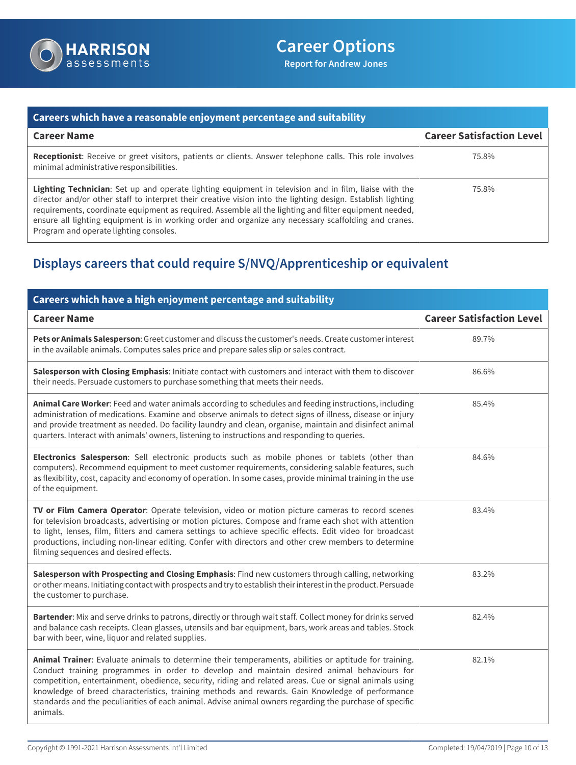| Careers which have a reasonable enjoyment percentage and suitability | |
|---|---|
| **Career Name** | **Career Satisfaction Level** |
| **Receptionist**: Receive or greet visitors, patients or clients. Answer telephone calls. This role involves minimal administrative responsibilities. | 75.8% |
| **Lighting Technician**: Set up and operate lighting equipment in television and in film, liaise with the director and/or other staff to interpret their creative vision into the lighting design. Establish lighting requirements, coordinate equipment as required. Assemble all the lighting and filter equipment needed, ensure all lighting equipment is in working order and organize any necessary scaffolding and cranes. Program and operate lighting consoles. | 75.8% |

## Displays careers that could require S/NVQ/Apprenticeship or equivalent

| Careers which have a high enjoyment percentage and suitability | |
|---|---|
| **Career Name** | **Career Satisfaction Level** |
| **Pets or Animals Salesperson**: Greet customer and discuss the customer's needs. Create customer interest in the available animals. Computes sales price and prepare sales slip or sales contract. | 89.7% |
| **Salesperson with Closing Emphasis**: Initiate contact with customers and interact with them to discover their needs. Persuade customers to purchase something that meets their needs. | 86.6% |
| **Animal Care Worker**: Feed and water animals according to schedules and feeding instructions, including administration of medications. Examine and observe animals to detect signs of illness, disease or injury and provide treatment as needed. Do facility laundry and clean, organise, maintain and disinfect animal quarters. Interact with animals' owners, listening to instructions and responding to queries. | 85.4% |
| **Electronics Salesperson**: Sell electronic products such as mobile phones or tablets (other than computers). Recommend equipment to meet customer requirements, considering salable features, such as flexibility, cost, capacity and economy of operation. In some cases, provide minimal training in the use of the equipment. | 84.6% |
| **TV or Film Camera Operator**: Operate television, video or motion picture cameras to record scenes for television broadcasts, advertising or motion pictures. Compose and frame each shot with attention to light, lenses, film, filters and camera settings to achieve specific effects. Edit video for broadcast productions, including non-linear editing. Confer with directors and other crew members to determine filming sequences and desired effects. | 83.4% |
| **Salesperson with Prospecting and Closing Emphasis**: Find new customers through calling, networking or other means. Initiating contact with prospects and try to establish their interest in the product. Persuade the customer to purchase. | 83.2% |
| **Bartender**: Mix and serve drinks to patrons, directly or through wait staff. Collect money for drinks served and balance cash receipts. Clean glasses, utensils and bar equipment, bars, work areas and tables. Stock bar with beer, wine, liquor and related supplies. | 82.4% |
| **Animal Trainer**: Evaluate animals to determine their temperaments, abilities or aptitude for training. Conduct training programmes in order to develop and maintain desired animal behaviours for competition, entertainment, obedience, security, riding and related areas. Cue or signal animals using knowledge of breed characteristics, training methods and rewards. Gain Knowledge of performance standards and the peculiarities of each animal. Advise animal owners regarding the purchase of specific animals. | 82.1% |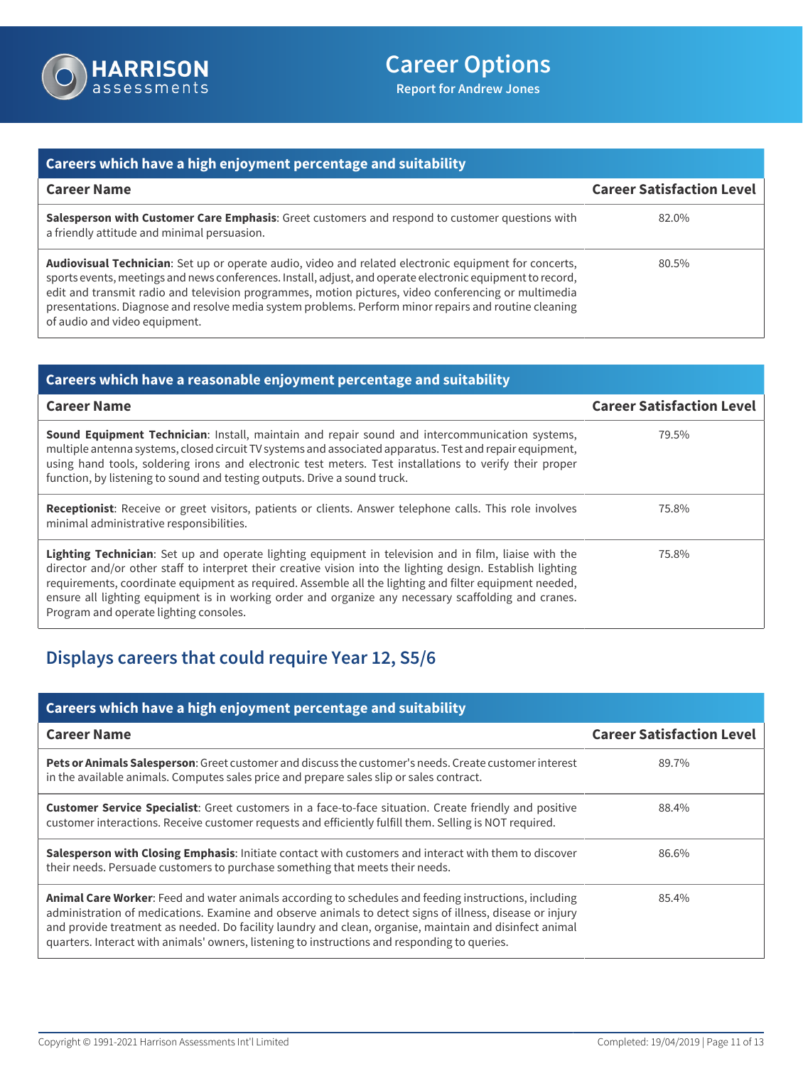### Careers which have a high enjoyment percentage and suitability

| Career Name | Career Satisfaction Level |
| --- | --- |
| **Salesperson with Customer Care Emphasis**: Greet customers and respond to customer questions with a friendly attitude and minimal persuasion. | 82.0% |
| **Audiovisual Technician**: Set up or operate audio, video and related electronic equipment for concerts, sports events, meetings and news conferences. Install, adjust, and operate electronic equipment to record, edit and transmit radio and television programmes, motion pictures, video conferencing or multimedia presentations. Diagnose and resolve media system problems. Perform minor repairs and routine cleaning of audio and video equipment. | 80.5% |

### Careers which have a reasonable enjoyment percentage and suitability

| Career Name | Career Satisfaction Level |
| --- | --- |
| **Sound Equipment Technician**: Install, maintain and repair sound and intercommunication systems, multiple antenna systems, closed circuit TV systems and associated apparatus. Test and repair equipment, using hand tools, soldering irons and electronic test meters. Test installations to verify their proper function, by listening to sound and testing outputs. Drive a sound truck. | 79.5% |
| **Receptionist**: Receive or greet visitors, patients or clients. Answer telephone calls. This role involves minimal administrative responsibilities. | 75.8% |
| **Lighting Technician**: Set up and operate lighting equipment in television and in film, liaise with the director and/or other staff to interpret their creative vision into the lighting design. Establish lighting requirements, coordinate equipment as required. Assemble all the lighting and filter equipment needed, ensure all lighting equipment is in working order and organize any necessary scaffolding and cranes. Program and operate lighting consoles. | 75.8% |

## Displays careers that could require Year 12, S5/6

### Careers which have a high enjoyment percentage and suitability

| Career Name | Career Satisfaction Level |
| --- | --- |
| **Pets or Animals Salesperson**: Greet customer and discuss the customer's needs. Create customer interest in the available animals. Computes sales price and prepare sales slip or sales contract. | 89.7% |
| **Customer Service Specialist**: Greet customers in a face-to-face situation. Create friendly and positive customer interactions. Receive customer requests and efficiently fulfill them. Selling is NOT required. | 88.4% |
| **Salesperson with Closing Emphasis**: Initiate contact with customers and interact with them to discover their needs. Persuade customers to purchase something that meets their needs. | 86.6% |
| **Animal Care Worker**: Feed and water animals according to schedules and feeding instructions, including administration of medications. Examine and observe animals to detect signs of illness, disease or injury and provide treatment as needed. Do facility laundry and clean, organise, maintain and disinfect animal quarters. Interact with animals' owners, listening to instructions and responding to queries. | 85.4% |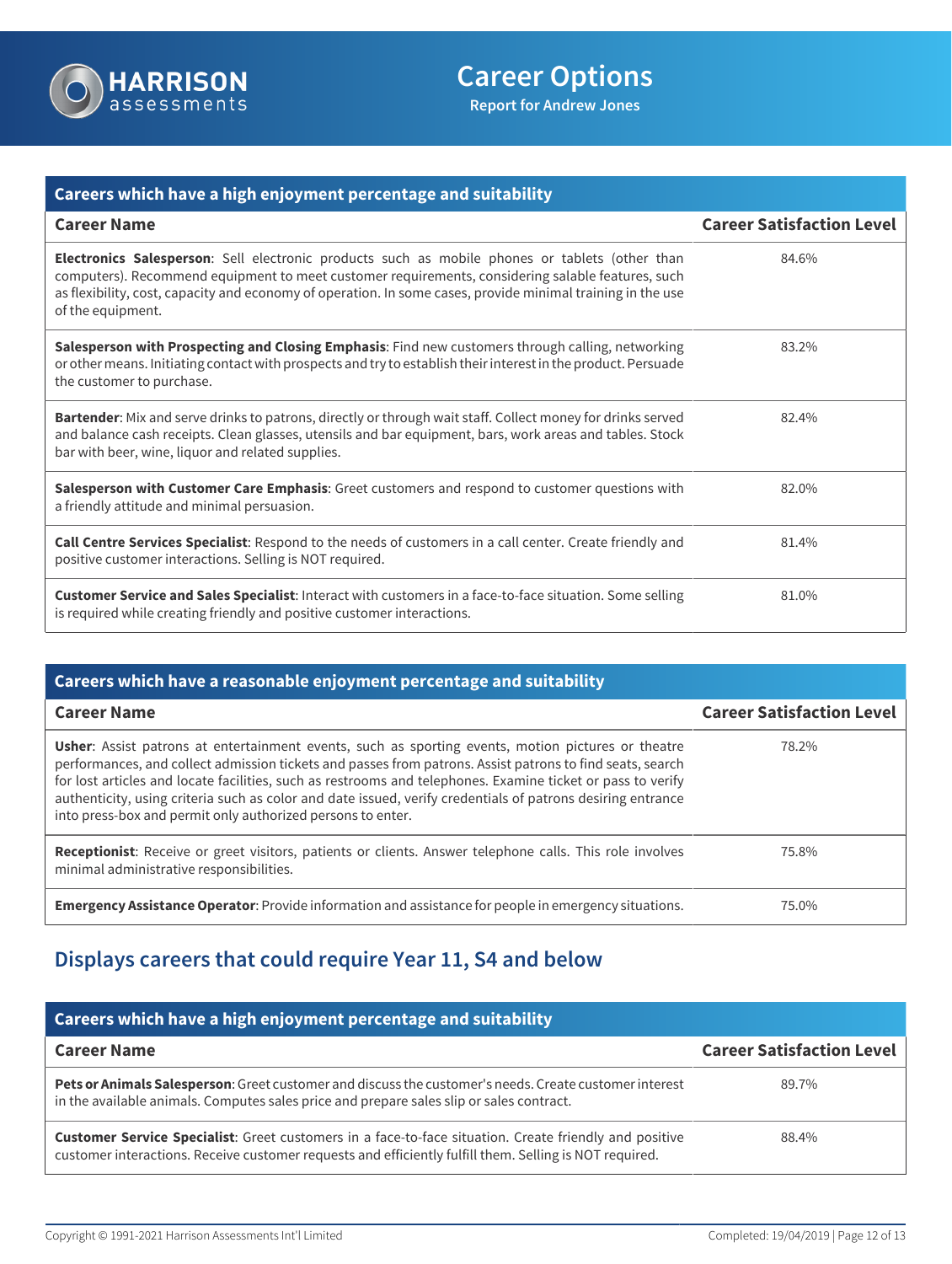### Careers which have a high enjoyment percentage and suitability

| Career Name | Career Satisfaction Level |
|---|---|
| **Electronics Salesperson**: Sell electronic products such as mobile phones or tablets (other than computers). Recommend equipment to meet customer requirements, considering salable features, such as flexibility, cost, capacity and economy of operation. In some cases, provide minimal training in the use of the equipment. | 84.6% |
| **Salesperson with Prospecting and Closing Emphasis**: Find new customers through calling, networking or other means. Initiating contact with prospects and try to establish their interest in the product. Persuade the customer to purchase. | 83.2% |
| **Bartender**: Mix and serve drinks to patrons, directly or through wait staff. Collect money for drinks served and balance cash receipts. Clean glasses, utensils and bar equipment, bars, work areas and tables. Stock bar with beer, wine, liquor and related supplies. | 82.4% |
| **Salesperson with Customer Care Emphasis**: Greet customers and respond to customer questions with a friendly attitude and minimal persuasion. | 82.0% |
| **Call Centre Services Specialist**: Respond to the needs of customers in a call center. Create friendly and positive customer interactions. Selling is NOT required. | 81.4% |
| **Customer Service and Sales Specialist**: Interact with customers in a face-to-face situation. Some selling is required while creating friendly and positive customer interactions. | 81.0% |

### Careers which have a reasonable enjoyment percentage and suitability

| Career Name | Career Satisfaction Level |
|---|---|
| **Usher**: Assist patrons at entertainment events, such as sporting events, motion pictures or theatre performances, and collect admission tickets and passes from patrons. Assist patrons to find seats, search for lost articles and locate facilities, such as restrooms and telephones. Examine ticket or pass to verify authenticity, using criteria such as color and date issued, verify credentials of patrons desiring entrance into press-box and permit only authorized persons to enter. | 78.2% |
| **Receptionist**: Receive or greet visitors, patients or clients. Answer telephone calls. This role involves minimal administrative responsibilities. | 75.8% |
| **Emergency Assistance Operator**: Provide information and assistance for people in emergency situations. | 75.0% |

## Displays careers that could require Year 11, S4 and below

### Careers which have a high enjoyment percentage and suitability

| Career Name | Career Satisfaction Level |
|---|---|
| **Pets or Animals Salesperson**: Greet customer and discuss the customer's needs. Create customer interest in the available animals. Computes sales price and prepare sales slip or sales contract. | 89.7% |
| **Customer Service Specialist**: Greet customers in a face-to-face situation. Create friendly and positive customer interactions. Receive customer requests and efficiently fulfill them. Selling is NOT required. | 88.4% |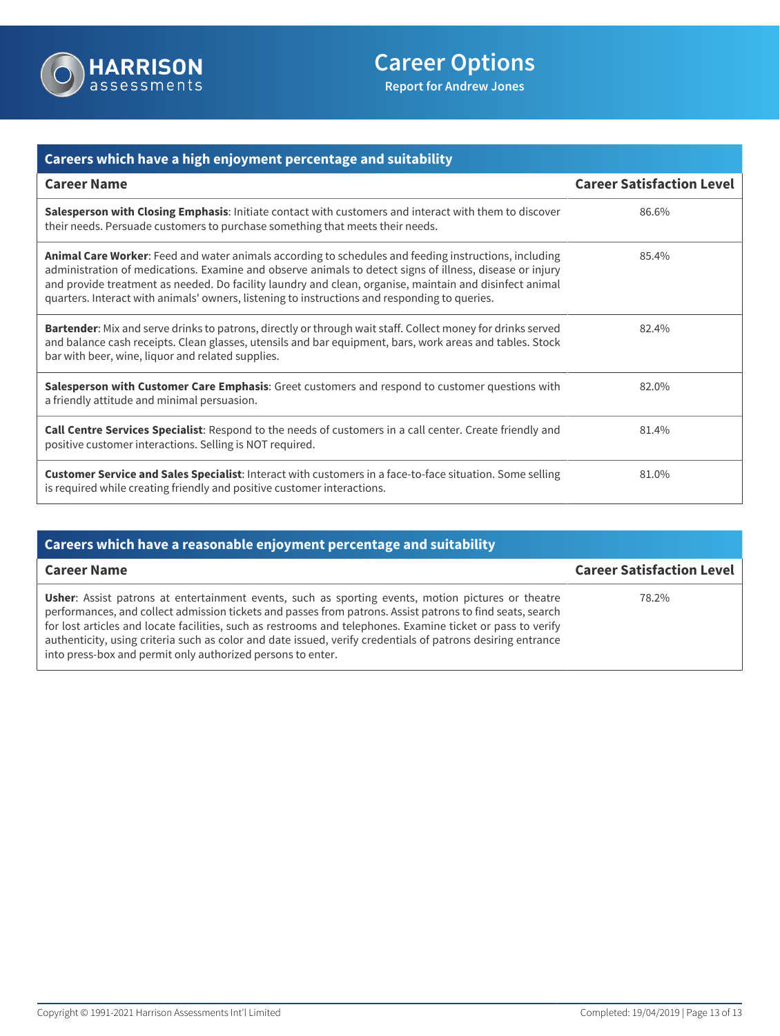# Career Options

**Report for Andrew Jones**

## Careers which have a high enjoyment percentage and suitability

| Career Name | Career Satisfaction Level |
|---|---|
| **Salesperson with Closing Emphasis**: Initiate contact with customers and interact with them to discover their needs. Persuade customers to purchase something that meets their needs. | 86.6% |
| **Animal Care Worker**: Feed and water animals according to schedules and feeding instructions, including administration of medications. Examine and observe animals to detect signs of illness, disease or injury and provide treatment as needed. Do facility laundry and clean, organise, maintain and disinfect animal quarters. Interact with animals' owners, listening to instructions and responding to queries. | 85.4% |
| **Bartender**: Mix and serve drinks to patrons, directly or through wait staff. Collect money for drinks served and balance cash receipts. Clean glasses, utensils and bar equipment, bars, work areas and tables. Stock bar with beer, wine, liquor and related supplies. | 82.4% |
| **Salesperson with Customer Care Emphasis**: Greet customers and respond to customer questions with a friendly attitude and minimal persuasion. | 82.0% |
| **Call Centre Services Specialist**: Respond to the needs of customers in a call center. Create friendly and positive customer interactions. Selling is NOT required. | 81.4% |
| **Customer Service and Sales Specialist**: Interact with customers in a face-to-face situation. Some selling is required while creating friendly and positive customer interactions. | 81.0% |

## Careers which have a reasonable enjoyment percentage and suitability

| Career Name | Career Satisfaction Level |
|---|---|
| **Usher**: Assist patrons at entertainment events, such as sporting events, motion pictures or theatre performances, and collect admission tickets and passes from patrons. Assist patrons to find seats, search for lost articles and locate facilities, such as restrooms and telephones. Examine ticket or pass to verify authenticity, using criteria such as color and date issued, verify credentials of patrons desiring entrance into press-box and permit only authorized persons to enter. | 78.2% |

Copyright © 1991-2021 Harrison Assessments Int'l Limited

Completed: 19/04/2019